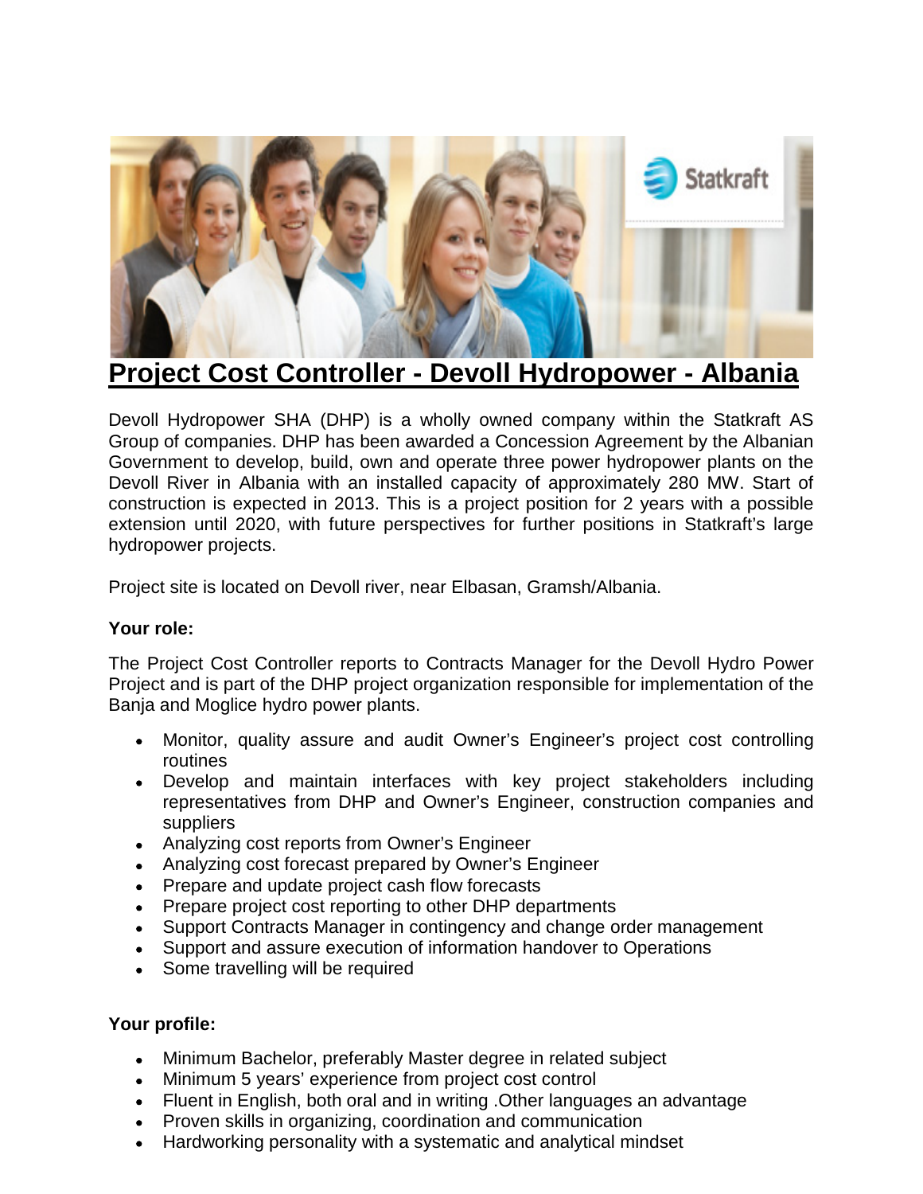# Project Cost Controller - Devoll Hydropower - Albania

Devoll Hydropower SHA (DHP) is a wholly owned company within the Statkraft AS Group of companies. DHP has been awarded a Concession Agreement by the Albanian Government to develop, build, own and operate three power hydropower plants on the Devoll River in Albania with an installed capacity of approximately 280 MW. Start of construction is expected in 2013. This is a project position for 2 years with a possible extension until 2020, with future perspectives for further positions in Statkraft's large hydropower projects.

Project site is located on Devoll river, near Elbasan, Gramsh/Albania.

**Your role:**

The Project Cost Controller reports to Contracts Manager for the Devoll Hydro Power Project and is part of the DHP project organization responsible for implementation of the Banja and Moglice hydro power plants.

- Monitor, quality assure and audit Owner's Engineer's project cost controlling routines
- Develop and maintain interfaces with key project stakeholders including representatives from DHP and Owner's Engineer, construction companies and suppliers
- Analyzing cost reports from Owner's Engineer
- Analyzing cost forecast prepared by Owner's Engineer
- Prepare and update project cash flow forecasts
- Prepare project cost reporting to other DHP departments
- Support Contracts Manager in contingency and change order management
- Support and assure execution of information handover to Operations
- Some travelling will be required

**Your profile:**

- Minimum Bachelor, preferably Master degree in related subject
- Minimum 5 years' experience from project cost control
- Fluent in English, both oral and in writing .Other languages an advantage
- Proven skills in organizing, coordination and communication
- Hardworking personality with a systematic and analytical mindset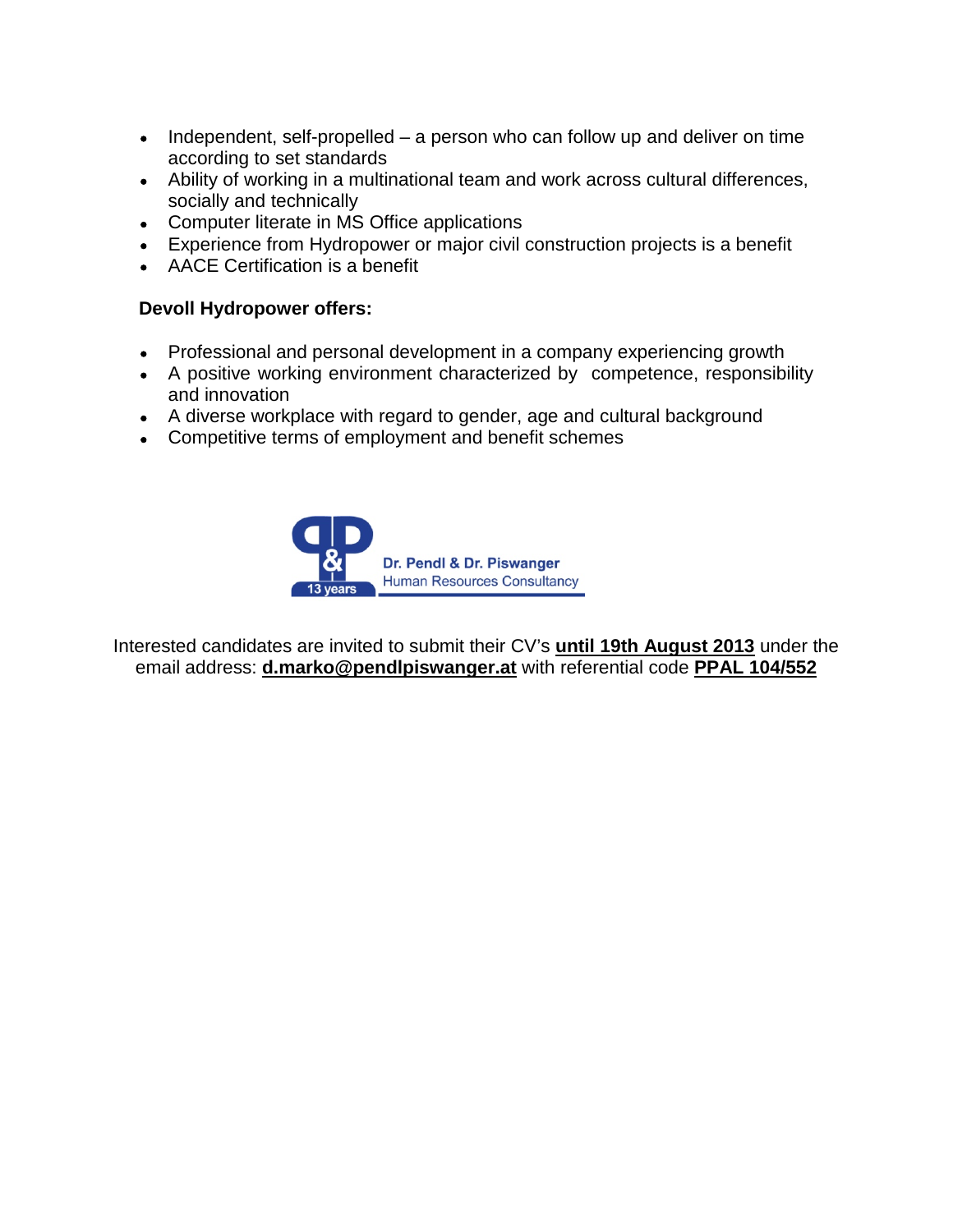- Independent, self-propelled – a person who can follow up and deliver on time according to set standards
- Ability of working in a multinational team and work across cultural differences, socially and technically
- Computer literate in MS Office applications
- Experience from Hydropower or major civil construction projects is a benefit
- AACE Certification is a benefit

**Devoll Hydropower offers:**

- Professional and personal development in a company experiencing growth
- A positive working environment characterized by competence, responsibility and innovation
- A diverse workplace with regard to gender, age and cultural background
- Competitive terms of employment and benefit schemes

Dr. Pendl & Dr. Piswanger
Human Resources Consultancy

Interested candidates are invited to submit their CV's **until 19th August 2013** under the email address: **d.marko@pendlpiswanger.at** with referential code **PPAL 104/552**